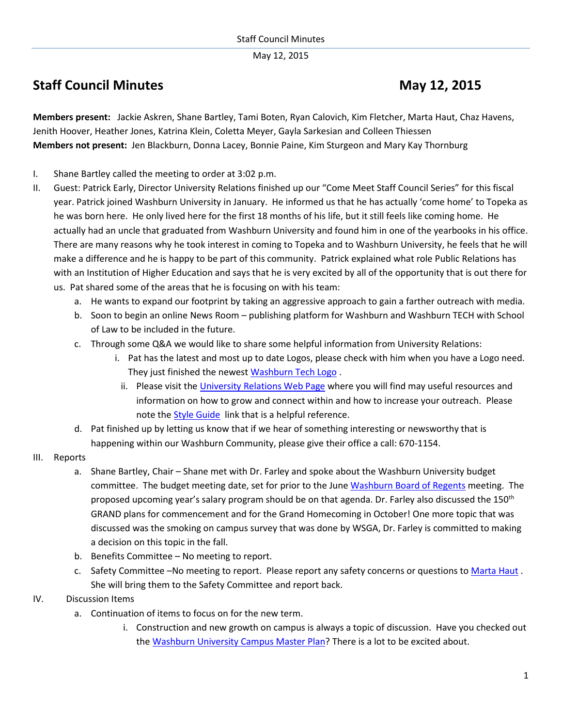# Staff Council Minutes May 12, 2015

**Members present:** Jackie Askren, Shane Bartley, Tami Boten, Ryan Calovich, Kim Fletcher, Marta Haut, Chaz Havens, Jenith Hoover, Heather Jones, Katrina Klein, Coletta Meyer, Gayla Sarkesian and Colleen Thiessen
**Members not present:** Jen Blackburn, Donna Lacey, Bonnie Paine, Kim Sturgeon and Mary Kay Thornburg

I. Shane Bartley called the meeting to order at 3:02 p.m.

II. Guest: Patrick Early, Director University Relations finished up our “Come Meet Staff Council Series” for this fiscal year. Patrick joined Washburn University in January. He informed us that he has actually ‘come home’ to Topeka as he was born here. He only lived here for the first 18 months of his life, but it still feels like coming home. He actually had an uncle that graduated from Washburn University and found him in one of the yearbooks in his office. There are many reasons why he took interest in coming to Topeka and to Washburn University, he feels that he will make a difference and he is happy to be part of this community. Patrick explained what role Public Relations has with an Institution of Higher Education and says that he is very excited by all of the opportunity that is out there for us. Pat shared some of the areas that he is focusing on with his team:

   a. He wants to expand our footprint by taking an aggressive approach to gain a farther outreach with media.
   b. Soon to begin an online News Room – publishing platform for Washburn and Washburn TECH with School of Law to be included in the future.
   c. Through some Q&A we would like to share some helpful information from University Relations:
      i. Pat has the latest and most up to date Logos, please check with him when you have a Logo need. They just finished the newest Washburn Tech Logo .
      ii. Please visit the University Relations Web Page where you will find may useful resources and information on how to grow and connect within and how to increase your outreach. Please note the Style Guide link that is a helpful reference.
   d. Pat finished up by letting us know that if we hear of something interesting or newsworthy that is happening within our Washburn Community, please give their office a call: 670-1154.

III. Reports

   a. Shane Bartley, Chair – Shane met with Dr. Farley and spoke about the Washburn University budget committee. The budget meeting date, set for prior to the June Washburn Board of Regents meeting. The proposed upcoming year’s salary program should be on that agenda. Dr. Farley also discussed the 150th GRAND plans for commencement and for the Grand Homecoming in October! One more topic that was discussed was the smoking on campus survey that was done by WSGA, Dr. Farley is committed to making a decision on this topic in the fall.
   b. Benefits Committee – No meeting to report.
   c. Safety Committee –No meeting to report. Please report any safety concerns or questions to Marta Haut . She will bring them to the Safety Committee and report back.

IV. Discussion Items

   a. Continuation of items to focus on for the new term.
      i. Construction and new growth on campus is always a topic of discussion. Have you checked out the Washburn University Campus Master Plan? There is a lot to be excited about.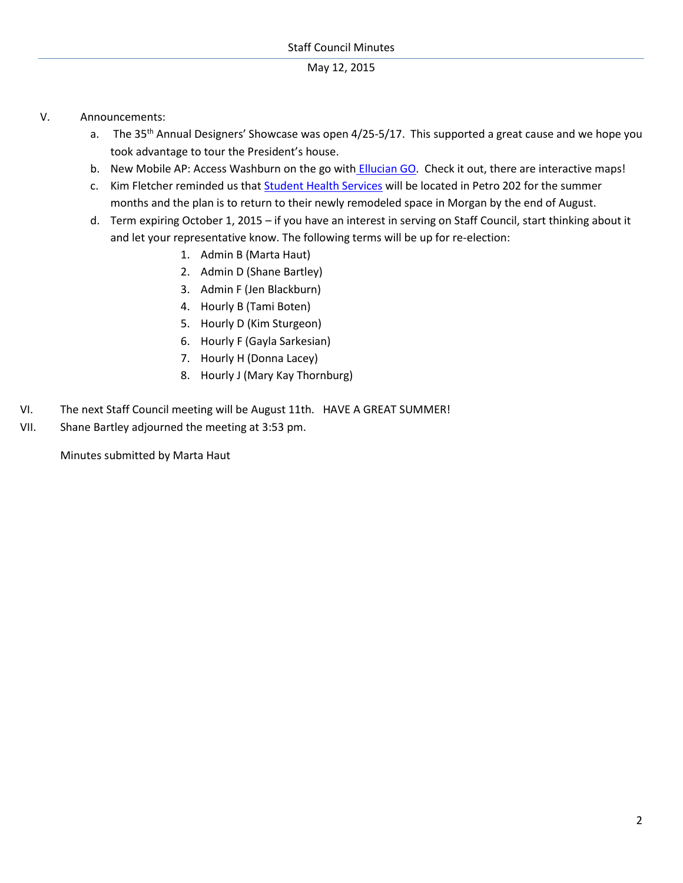V. Announcements:

a. The 35th Annual Designers' Showcase was open 4/25-5/17. This supported a great cause and we hope you took advantage to tour the President's house.

b. New Mobile AP: Access Washburn on the go with Ellucian GO. Check it out, there are interactive maps!

c. Kim Fletcher reminded us that Student Health Services will be located in Petro 202 for the summer months and the plan is to return to their newly remodeled space in Morgan by the end of August.

d. Term expiring October 1, 2015 – if you have an interest in serving on Staff Council, start thinking about it and let your representative know. The following terms will be up for re-election:

1. Admin B (Marta Haut)
2. Admin D (Shane Bartley)
3. Admin F (Jen Blackburn)
4. Hourly B (Tami Boten)
5. Hourly D (Kim Sturgeon)
6. Hourly F (Gayla Sarkesian)
7. Hourly H (Donna Lacey)
8. Hourly J (Mary Kay Thornburg)

VI. The next Staff Council meeting will be August 11th. HAVE A GREAT SUMMER!

VII. Shane Bartley adjourned the meeting at 3:53 pm.

Minutes submitted by Marta Haut